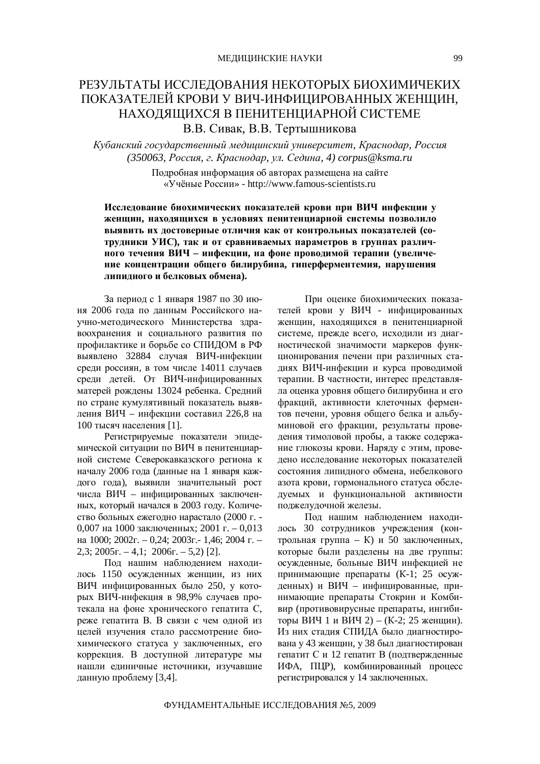# РЕЗУЛЬТАТЫ ИССЛЕДОВАНИЯ НЕКОТОРЫХ БИОХИМИЧЕКИХ ПОКАЗАТЕЛЕЙ КРОВИ У ВИЧ-ИНФИЦИРОВАННЫХ ЖЕНЩИН, НАХОДЯЩИХСЯ В ПЕНИТЕНЦИАРНОЙ СИСТЕМЕ

В.В. Сивак, В.В. Тертышникова

*Кубанский государственный медицинский университет, Краснодар, Россия (350063, Россия, г. Краснодар, ул. Седина, 4) corpus@ksma.ru*

Подробная информация об авторах размещена на сайте «Учёные России» - http://www.famous-scientists.ru

**Исследование биохимических показателей крови при ВИЧ инфекции у женщин, находящихся в условиях пенитенциарной системы позволило выявить их достоверные отличия как от контрольных показателей (сотрудники УИС), так и от сравниваемых параметров в группах различного течения ВИЧ – инфекции, на фоне проводимой терапии (увеличение концентрации общего билирубина, гиперферментемия, нарушения липидного и белковых обмена).**

За период с 1 января 1987 по 30 июня 2006 года по данным Российского научно-методического Министерства здравоохранения и социального развития по профилактике и борьбе со СПИДОМ в РФ выявлено 32884 случая ВИЧ-инфекции среди россиян, в том числе 14011 случаев среди детей. От ВИЧ-инфицированных матерей рождены 13024 ребенка. Средний по стране кумулятивный показатель выявления ВИЧ – инфекции составил 226,8 на 100 тысяч населения [1].

Регистрируемые показатели эпидемической ситуации по ВИЧ в пенитенциарной системе Северокавказского региона к началу 2006 года (данные на 1 января каждого года), выявили значительный рост числа ВИЧ – инфицированных заключенных, который начался в 2003 году. Количество больных ежегодно нарастало (2000 г. - 0,007 на 1000 заключенных; 2001 г. – 0,013 на 1000; 2002г. – 0,24; 2003г.- 1,46; 2004 г. – 2,3; 2005г. – 4,1; 2006г. – 5,2) [2].

Под нашим наблюдением находилось 1150 осужденных женщин, из них ВИЧ инфицированных было 250, у которых ВИЧ-инфекция в 98,9% случаев протекала на фоне хронического гепатита С, реже гепатита В. В связи с чем одной из целей изучения стало рассмотрение биохимического статуса у заключенных, его коррекция. В доступной литературе мы нашли единичные источники, изучавшие данную проблему [3,4].

При оценке биохимических показателей крови у ВИЧ - инфицированных женщин, находящихся в пенитенциарной системе, прежде всего, исходили из диагностической значимости маркеров функционирования печени при различных стадиях ВИЧ-инфекции и курса проводимой терапии. В частности, интерес представляла оценка уровня общего билирубина и его фракций, активности клеточных ферментов печени, уровня общего белка и альбуминовой его фракции, результаты проведения тимоловой пробы, а также содержание глюкозы крови. Наряду с этим, проведено исследование некоторых показателей состояния липидного обмена, небелкового азота крови, гормонального статуса обследуемых и функциональной активности поджелудочной железы.

Под нашим наблюдением находилось 30 сотрудников учреждения (контрольная группа – К) и 50 заключенных, которые были разделены на две группы: осужденные, больные ВИЧ инфекцией не принимающие препараты (К-1; 25 осужденных) и ВИЧ – инфицированные, принимающие препараты Стокрин и Комбивир (противовирусные препараты, ингибиторы ВИЧ 1 и ВИЧ 2) – (К-2; 25 женщин). Из них стадия СПИДА было диагностирована у 43 женщин, у 38 был диагностирован гепатит С и 12 гепатит В (подтвержденные ИФА, ПЦР), комбинированный процесс регистрировался у 14 заключенных.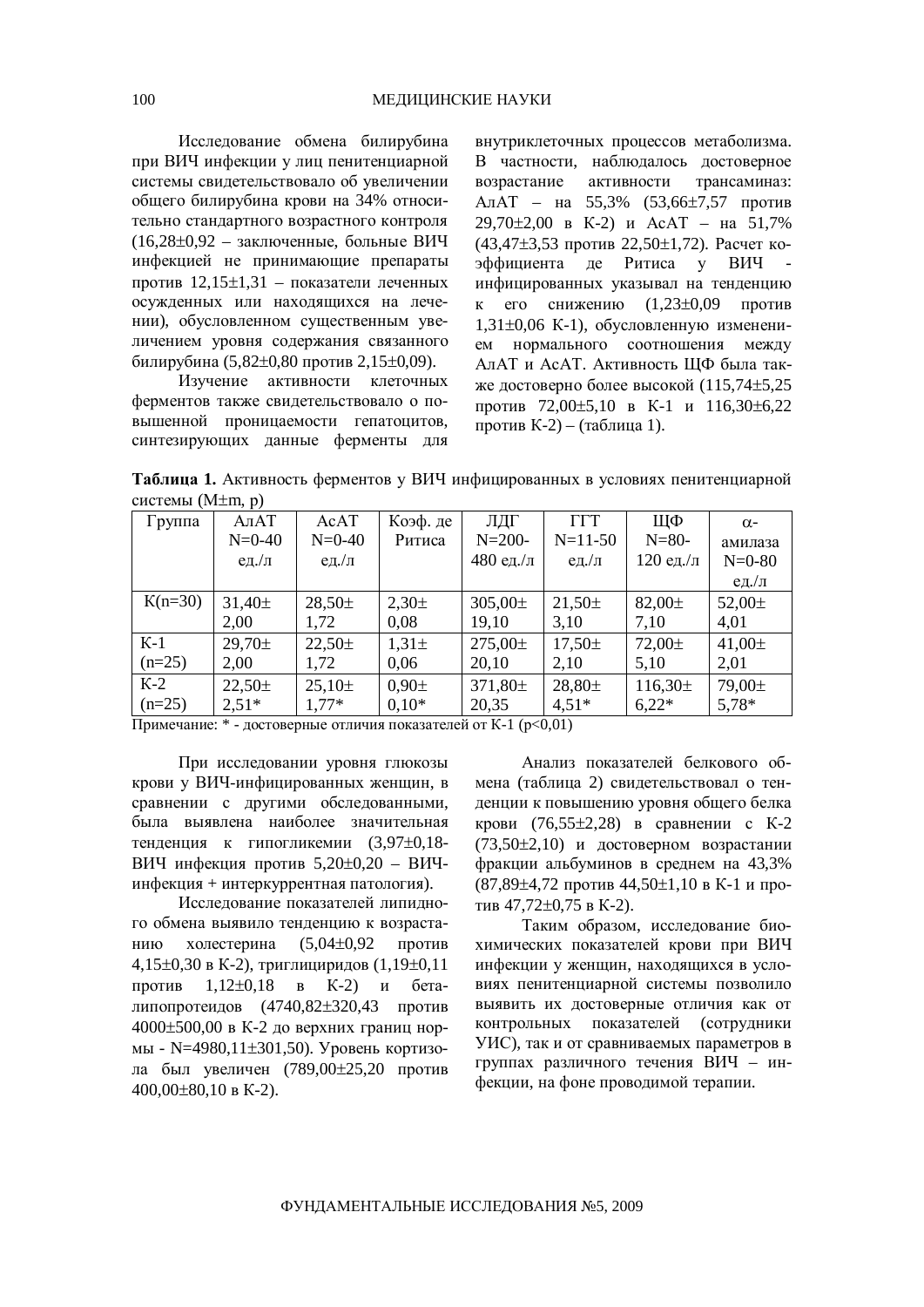Исследование обмена билирубина при ВИЧ инфекции у лиц пенитенциарной системы свидетельствовало об увеличении общего билирубина крови на 34% относительно стандартного возрастного контроля (16,28±0,92 – заключенные, больные ВИЧ инфекцией не принимающие препараты против 12,15±1,31 – показатели леченных осужденных или находящихся на лечении), обусловленном существенным увеличением уровня содержания связанного билирубина (5,82±0,80 против 2,15±0,09).

Изучение активности клеточных ферментов также свидетельствовало о повышенной проницаемости гепатоцитов, синтезирующих данные ферменты для внутриклеточных процессов метаболизма. В частности, наблюдалось достоверное возрастание активности трансаминаз: АлАТ – на 55,3% (53,66±7,57 против 29,70±2,00 в К-2) и АсАТ – на 51,7% (43,47±3,53 против 22,50±1,72). Расчет коэффициента де Ритиса у ВИЧ - инфицированных указывал на тенденцию к его снижению (1,23±0,09 против 1,31±0,06 К-1), обусловленную изменением нормального соотношения между АлАТ и АсАТ. Активность ЩФ была также достоверно более высокой (115,74±5,25 против 72,00±5,10 в К-1 и 116,30±6,22 против К-2) – (таблица 1).

**Таблица 1.** Активность ферментов у ВИЧ инфицированных в условиях пенитенциарной системы (M±m, p)

| Группа | АлАТ N=0-40 ед./л | АсАТ N=0-40 ед./л | Коэф. де Ритиса | ЛДГ N=200-480 ед./л | ГГТ N=11-50 ед./л | ЩФ N=80-120 ед./л | α-амилаза N=0-80 ед./л |
|---|---|---|---|---|---|---|---|
| К(n=30) | 31,40± 2,00 | 28,50± 1,72 | 2,30± 0,08 | 305,00± 19,10 | 21,50± 3,10 | 82,00± 7,10 | 52,00± 4,01 |
| К-1 (n=25) | 29,70± 2,00 | 22,50± 1,72 | 1,31± 0,06 | 275,00± 20,10 | 17,50± 2,10 | 72,00± 5,10 | 41,00± 2,01 |
| К-2 (n=25) | 22,50± 2,51* | 25,10± 1,77* | 0,90± 0,10* | 371,80± 20,35 | 28,80± 4,51* | 116,30± 6,22* | 79,00± 5,78* |

Примечание: * - достоверные отличия показателей от К-1 (p<0,01)

При исследовании уровня глюкозы крови у ВИЧ-инфицированных женщин, в сравнении с другими обследованными, была выявлена наиболее значительная тенденция к гипогликемии (3,97±0,18-ВИЧ инфекция против 5,20±0,20 – ВИЧ-инфекция + интеркуррентная патология).

Исследование показателей липидного обмена выявило тенденцию к возрастанию холестерина (5,04±0,92 против 4,15±0,30 в К-2), триглициридов (1,19±0,11 против 1,12±0,18 в К-2) и бета-липопротеидов (4740,82±320,43 против 4000±500,00 в К-2 до верхних границ нормы - N=4980,11±301,50). Уровень кортизола был увеличен (789,00±25,20 против 400,00±80,10 в К-2).

Анализ показателей белкового обмена (таблица 2) свидетельствовал о тенденции к повышению уровня общего белка крови (76,55±2,28) в сравнении с К-2 (73,50±2,10) и достоверном возрастании фракции альбуминов в среднем на 43,3% (87,89±4,72 против 44,50±1,10 в К-1 и против 47,72±0,75 в К-2).

Таким образом, исследование биохимических показателей крови при ВИЧ инфекции у женщин, находящихся в условиях пенитенциарной системы позволило выявить их достоверные отличия как от контрольных показателей (сотрудники УИС), так и от сравниваемых параметров в группах различного течения ВИЧ – инфекции, на фоне проводимой терапии.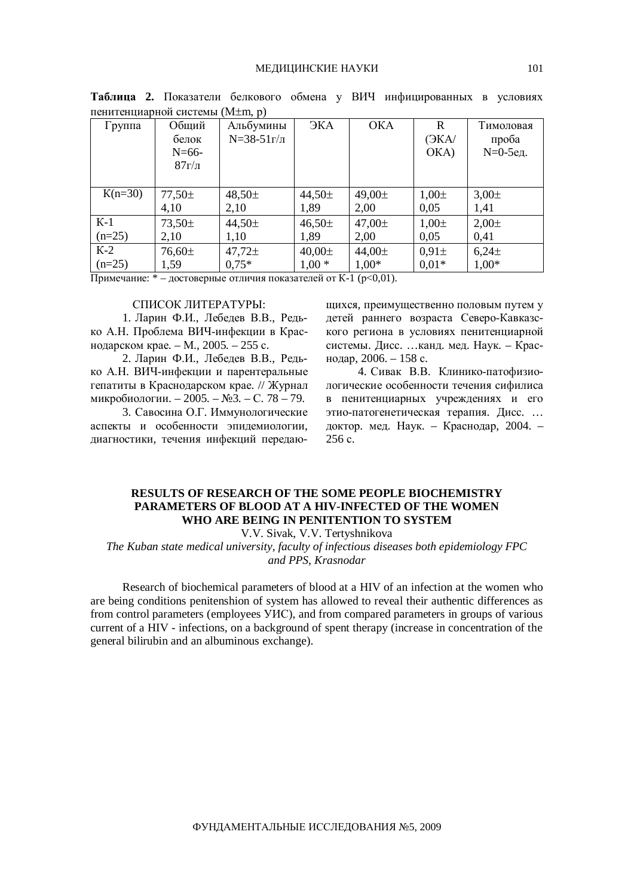**Таблица 2.** Показатели белкового обмена у ВИЧ инфицированных в условиях пенитенциарной системы (M±m, p)

| Группа | Общий белок N=66-87г/л | Альбумины N=38-51г/л | ЭКА | ОКА | R (ЭКА/ ОКА) | Тимоловая проба N=0-5ед. |
|---|---|---|---|---|---|---|
| К(n=30) | 77,50± 4,10 | 48,50± 2,10 | 44,50± 1,89 | 49,00± 2,00 | 1,00± 0,05 | 3,00± 1,41 |
| К-1 (n=25) | 73,50± 2,10 | 44,50± 1,10 | 46,50± 1,89 | 47,00± 2,00 | 1,00± 0,05 | 2,00± 0,41 |
| К-2 (n=25) | 76,60± 1,59 | 47,72± 0,75* | 40,00± 1,00 * | 44,00± 1,00* | 0,91± 0,01* | 6,24± 1,00* |

Примечание: * – достоверные отличия показателей от К-1 (p<0,01).

СПИСОК ЛИТЕРАТУРЫ:

1. Ларин Ф.И., Лебедев В.В., Редько А.Н. Проблема ВИЧ-инфекции в Краснодарском крае. – М., 2005. – 255 с.
2. Ларин Ф.И., Лебедев В.В., Редько А.Н. ВИЧ-инфекции и парентеральные гепатиты в Краснодарском крае. // Журнал микробиологии. – 2005. – №3. – С. 78 – 79.
3. Савосина О.Г. Иммунологические аспекты и особенности эпидемиологии, диагностики, течения инфекций передающихся, преимущественно половым путем у детей раннего возраста Северо-Кавказского региона в условиях пенитенциарной системы. Дисс. …канд. мед. Наук. – Краснодар, 2006. – 158 с.
4. Сивак В.В. Клинико-патофизиологические особенности течения сифилиса в пенитенциарных учреждениях и его этио-патогенетическая терапия. Дисс. … доктор. мед. Наук. – Краснодар, 2004. – 256 с.

## RESULTS OF RESEARCH OF THE SOME PEOPLE BIOCHEMISTRY PARAMETERS OF BLOOD AT A HIV-INFECTED OF THE WOMEN WHO ARE BEING IN PENITENTION TO SYSTEM

V.V. Sivak, V.V. Tertyshnikova

*The Kuban state medical university, faculty of infectious diseases both epidemiology FPC and PPS, Krasnodar*

Research of biochemical parameters of blood at a HIV of an infection at the women who are being conditions penitenshion of system has allowed to reveal their authentic differences as from control parameters (employees УИС), and from compared parameters in groups of various current of a HIV - infections, on a background of spent therapy (increase in concentration of the general bilirubin and an albuminous exchange).